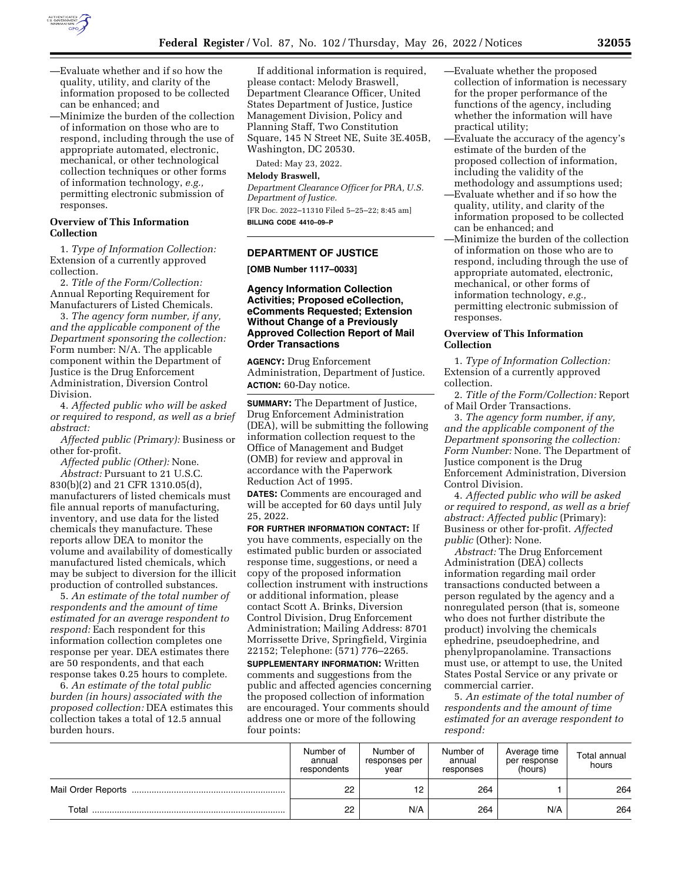—Evaluate whether and if so how the quality, utility, and clarity of the information proposed to be collected can be enhanced; and

—Minimize the burden of the collection of information on those who are to respond, including through the use of appropriate automated, electronic, mechanical, or other technological collection techniques or other forms of information technology, *e.g.,* permitting electronic submission of responses.

**Overview of This Information Collection**

1. *Type of Information Collection:* Extension of a currently approved collection.

2. *Title of the Form/Collection:* Annual Reporting Requirement for Manufacturers of Listed Chemicals.

3. *The agency form number, if any, and the applicable component of the Department sponsoring the collection:* Form number: N/A. The applicable component within the Department of Justice is the Drug Enforcement Administration, Diversion Control Division.

4. *Affected public who will be asked or required to respond, as well as a brief abstract:*

*Affected public (Primary):* Business or other for-profit.

*Affected public (Other):* None.

*Abstract:* Pursuant to 21 U.S.C. 830(b)(2) and 21 CFR 1310.05(d), manufacturers of listed chemicals must file annual reports of manufacturing, inventory, and use data for the listed chemicals they manufacture. These reports allow DEA to monitor the volume and availability of domestically manufactured listed chemicals, which may be subject to diversion for the illicit production of controlled substances.

5. *An estimate of the total number of respondents and the amount of time estimated for an average respondent to respond:* Each respondent for this information collection completes one response per year. DEA estimates there are 50 respondents, and that each response takes 0.25 hours to complete.

6. *An estimate of the total public burden (in hours) associated with the proposed collection:* DEA estimates this collection takes a total of 12.5 annual burden hours.

If additional information is required, please contact: Melody Braswell, Department Clearance Officer, United States Department of Justice, Justice Management Division, Policy and Planning Staff, Two Constitution Square, 145 N Street NE, Suite 3E.405B, Washington, DC 20530.

Dated: May 23, 2022.

**Melody Braswell,**

*Department Clearance Officer for PRA, U.S. Department of Justice.*

[FR Doc. 2022–11310 Filed 5–25–22; 8:45 am]

**BILLING CODE 4410–09–P**

## DEPARTMENT OF JUSTICE

**[OMB Number 1117–0033]**

### Agency Information Collection Activities; Proposed eCollection, eComments Requested; Extension Without Change of a Previously Approved Collection Report of Mail Order Transactions

**AGENCY:** Drug Enforcement Administration, Department of Justice.

**ACTION:** 60-Day notice.

**SUMMARY:** The Department of Justice, Drug Enforcement Administration (DEA), will be submitting the following information collection request to the Office of Management and Budget (OMB) for review and approval in accordance with the Paperwork Reduction Act of 1995.

**DATES:** Comments are encouraged and will be accepted for 60 days until July 25, 2022.

**FOR FURTHER INFORMATION CONTACT:** If you have comments, especially on the estimated public burden or associated response time, suggestions, or need a copy of the proposed information collection instrument with instructions or additional information, please contact Scott A. Brinks, Diversion Control Division, Drug Enforcement Administration; Mailing Address: 8701 Morrissette Drive, Springfield, Virginia 22152; Telephone: (571) 776–2265.

**SUPPLEMENTARY INFORMATION:** Written comments and suggestions from the public and affected agencies concerning the proposed collection of information are encouraged. Your comments should address one or more of the following four points:

—Evaluate whether the proposed collection of information is necessary for the proper performance of the functions of the agency, including whether the information will have practical utility;

—Evaluate the accuracy of the agency's estimate of the burden of the proposed collection of information, including the validity of the methodology and assumptions used;

—Evaluate whether and if so how the quality, utility, and clarity of the information proposed to be collected can be enhanced; and

—Minimize the burden of the collection of information on those who are to respond, including through the use of appropriate automated, electronic, mechanical, or other forms of information technology, *e.g.,* permitting electronic submission of responses.

**Overview of This Information Collection**

1. *Type of Information Collection:* Extension of a currently approved collection.

2. *Title of the Form/Collection:* Report of Mail Order Transactions.

3. *The agency form number, if any, and the applicable component of the Department sponsoring the collection: Form Number:* None. The Department of Justice component is the Drug Enforcement Administration, Diversion Control Division.

4. *Affected public who will be asked or required to respond, as well as a brief abstract: Affected public* (Primary): Business or other for-profit. *Affected public* (Other): None.

*Abstract:* The Drug Enforcement Administration (DEA) collects information regarding mail order transactions conducted between a person regulated by the agency and a nonregulated person (that is, someone who does not further distribute the product) involving the chemicals ephedrine, pseudoephedrine, and phenylpropanolamine. Transactions must use, or attempt to use, the United States Postal Service or any private or commercial carrier.

5. *An estimate of the total number of respondents and the amount of time estimated for an average respondent to respond:*

| | Number of annual respondents | Number of responses per year | Number of annual responses | Average time per response (hours) | Total annual hours |
|---|---|---|---|---|---|
| Mail Order Reports | 22 | 12 | 264 | 1 | 264 |
| Total | 22 | N/A | 264 | N/A | 264 |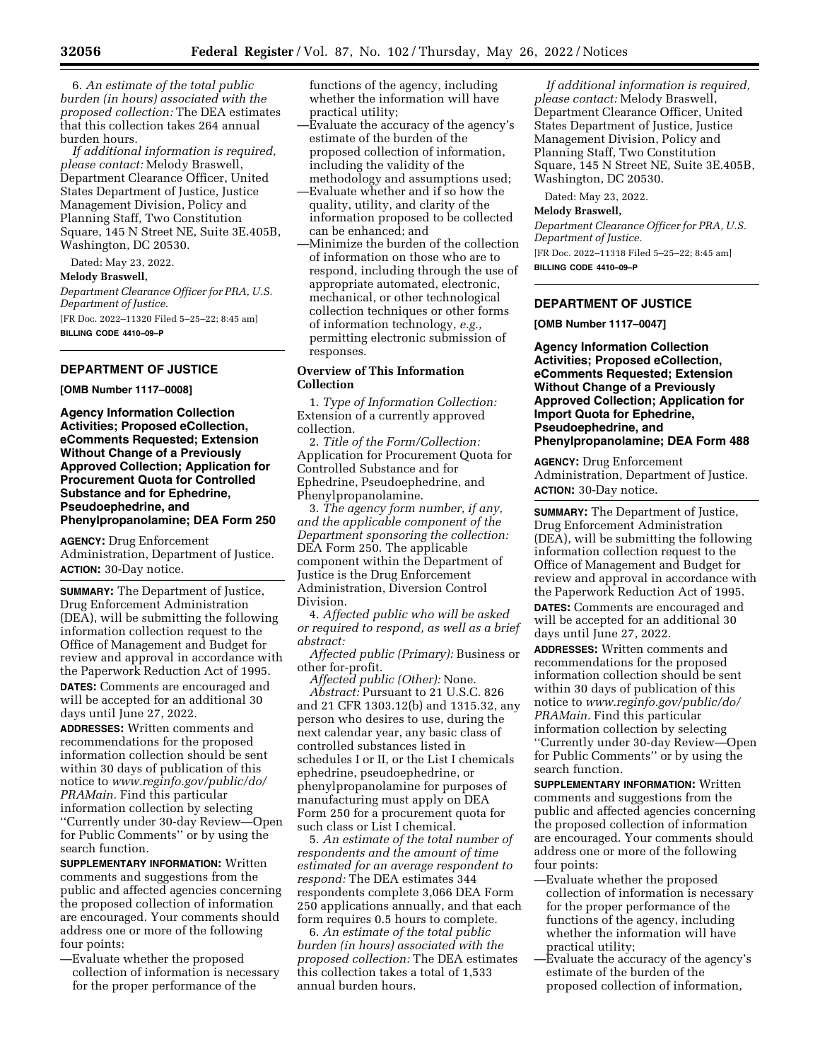6. *An estimate of the total public burden (in hours) associated with the proposed collection:* The DEA estimates that this collection takes 264 annual burden hours.

*If additional information is required, please contact:* Melody Braswell, Department Clearance Officer, United States Department of Justice, Justice Management Division, Policy and Planning Staff, Two Constitution Square, 145 N Street NE, Suite 3E.405B, Washington, DC 20530.

Dated: May 23, 2022.

**Melody Braswell,**

*Department Clearance Officer for PRA, U.S. Department of Justice.*

[FR Doc. 2022–11320 Filed 5–25–22; 8:45 am]

**BILLING CODE 4410–09–P**

---

## DEPARTMENT OF JUSTICE

**[OMB Number 1117–0008]**

## Agency Information Collection Activities; Proposed eCollection, eComments Requested; Extension Without Change of a Previously Approved Collection; Application for Procurement Quota for Controlled Substance and for Ephedrine, Pseudoephedrine, and Phenylpropanolamine; DEA Form 250

**AGENCY:** Drug Enforcement Administration, Department of Justice.

**ACTION:** 30-Day notice.

**SUMMARY:** The Department of Justice, Drug Enforcement Administration (DEA), will be submitting the following information collection request to the Office of Management and Budget for review and approval in accordance with the Paperwork Reduction Act of 1995.

**DATES:** Comments are encouraged and will be accepted for an additional 30 days until June 27, 2022.

**ADDRESSES:** Written comments and recommendations for the proposed information collection should be sent within 30 days of publication of this notice to *www.reginfo.gov/public/do/PRAMain.* Find this particular information collection by selecting ''Currently under 30-day Review—Open for Public Comments'' or by using the search function.

**SUPPLEMENTARY INFORMATION:** Written comments and suggestions from the public and affected agencies concerning the proposed collection of information are encouraged. Your comments should address one or more of the following four points:

—Evaluate whether the proposed collection of information is necessary for the proper performance of the functions of the agency, including whether the information will have practical utility;

—Evaluate the accuracy of the agency's estimate of the burden of the proposed collection of information, including the validity of the methodology and assumptions used;

—Evaluate whether and if so how the quality, utility, and clarity of the information proposed to be collected can be enhanced; and

—Minimize the burden of the collection of information on those who are to respond, including through the use of appropriate automated, electronic, mechanical, or other technological collection techniques or other forms of information technology, *e.g.,* permitting electronic submission of responses.

### Overview of This Information Collection

1. *Type of Information Collection:* Extension of a currently approved collection.

2. *Title of the Form/Collection:* Application for Procurement Quota for Controlled Substance and for Ephedrine, Pseudoephedrine, and Phenylpropanolamine.

3. *The agency form number, if any, and the applicable component of the Department sponsoring the collection:* DEA Form 250. The applicable component within the Department of Justice is the Drug Enforcement Administration, Diversion Control Division.

4. *Affected public who will be asked or required to respond, as well as a brief abstract:*

*Affected public (Primary):* Business or other for-profit.

*Affected public (Other):* None.

*Abstract:* Pursuant to 21 U.S.C. 826 and 21 CFR 1303.12(b) and 1315.32, any person who desires to use, during the next calendar year, any basic class of controlled substances listed in schedules I or II, or the List I chemicals ephedrine, pseudoephedrine, or phenylpropanolamine for purposes of manufacturing must apply on DEA Form 250 for a procurement quota for such class or List I chemical.

5. *An estimate of the total number of respondents and the amount of time estimated for an average respondent to respond:* The DEA estimates 344 respondents complete 3,066 DEA Form 250 applications annually, and that each form requires 0.5 hours to complete.

6. *An estimate of the total public burden (in hours) associated with the proposed collection:* The DEA estimates this collection takes a total of 1,533 annual burden hours.

*If additional information is required, please contact:* Melody Braswell, Department Clearance Officer, United States Department of Justice, Justice Management Division, Policy and Planning Staff, Two Constitution Square, 145 N Street NE, Suite 3E.405B, Washington, DC 20530.

Dated: May 23, 2022.

**Melody Braswell,**

*Department Clearance Officer for PRA, U.S. Department of Justice.*

[FR Doc. 2022–11318 Filed 5–25–22; 8:45 am]

**BILLING CODE 4410–09–P**

---

## DEPARTMENT OF JUSTICE

**[OMB Number 1117–0047]**

## Agency Information Collection Activities; Proposed eCollection, eComments Requested; Extension Without Change of a Previously Approved Collection; Application for Import Quota for Ephedrine, Pseudoephedrine, and Phenylpropanolamine; DEA Form 488

**AGENCY:** Drug Enforcement Administration, Department of Justice.

**ACTION:** 30-Day notice.

**SUMMARY:** The Department of Justice, Drug Enforcement Administration (DEA), will be submitting the following information collection request to the Office of Management and Budget for review and approval in accordance with the Paperwork Reduction Act of 1995.

**DATES:** Comments are encouraged and will be accepted for an additional 30 days until June 27, 2022.

**ADDRESSES:** Written comments and recommendations for the proposed information collection should be sent within 30 days of publication of this notice to *www.reginfo.gov/public/do/PRAMain.* Find this particular information collection by selecting ''Currently under 30-day Review—Open for Public Comments'' or by using the search function.

**SUPPLEMENTARY INFORMATION:** Written comments and suggestions from the public and affected agencies concerning the proposed collection of information are encouraged. Your comments should address one or more of the following four points:

—Evaluate whether the proposed collection of information is necessary for the proper performance of the functions of the agency, including whether the information will have practical utility;

—Evaluate the accuracy of the agency's estimate of the burden of the proposed collection of information,